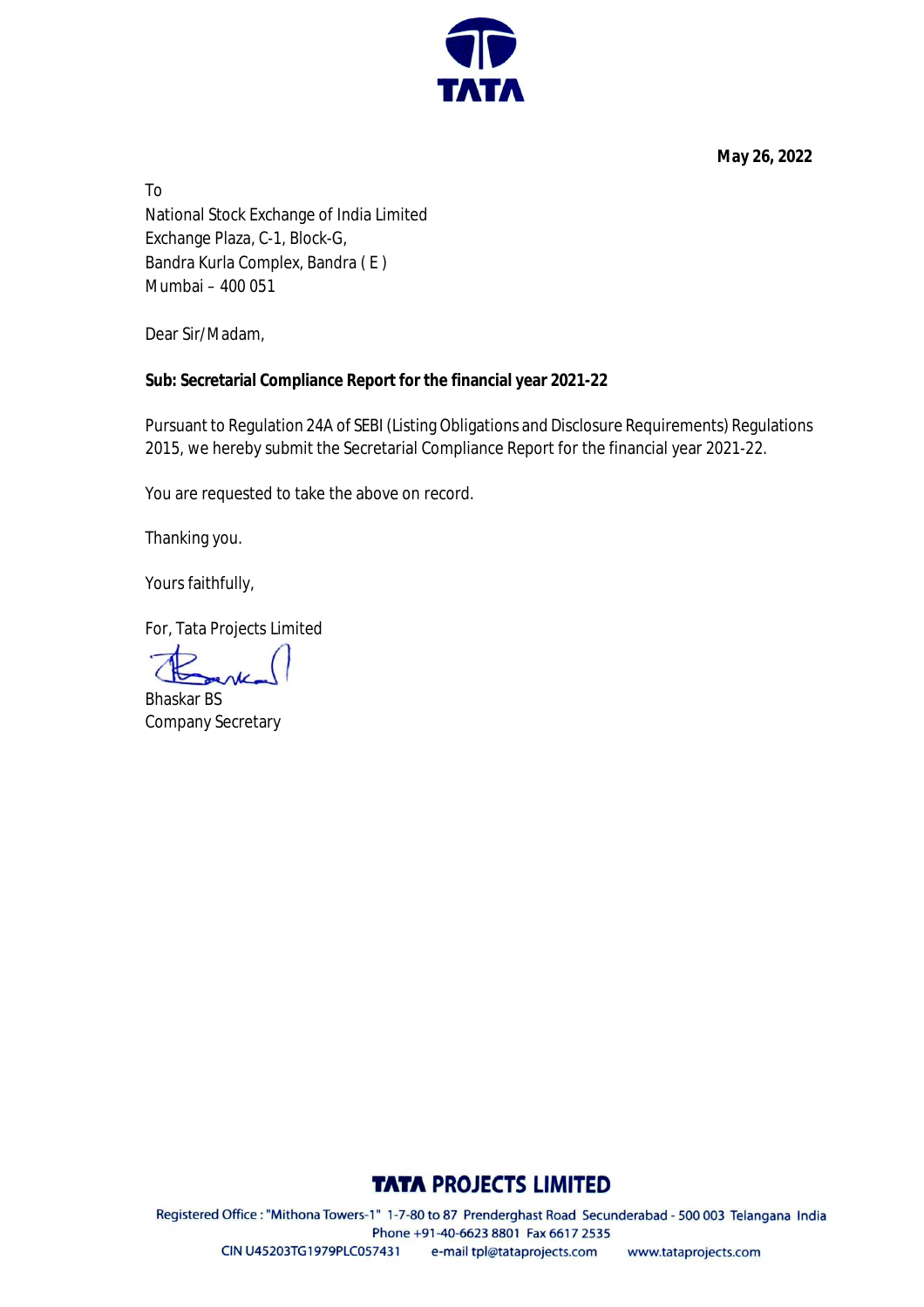**May 26, 2022**

To
National Stock Exchange of India Limited
Exchange Plaza, C-1, Block-G,
Bandra Kurla Complex, Bandra ( E )
Mumbai – 400 051

Dear Sir/Madam,

**Sub: Secretarial Compliance Report for the financial year 2021-22**

Pursuant to Regulation 24A of SEBI (Listing Obligations and Disclosure Requirements) Regulations 2015, we hereby submit the Secretarial Compliance Report for the financial year 2021-22.

You are requested to take the above on record.

Thanking you.

Yours faithfully,

For, Tata Projects Limited

Bhaskar BS
Company Secretary

**TATA PROJECTS LIMITED**

Registered Office : "Mithona Towers-1" 1-7-80 to 87 Prenderghast Road Secunderabad - 500 003 Telangana India
Phone +91-40-6623 8801 Fax 6617 2535
CIN U45203TG1979PLC057431 e-mail tpl@tataprojects.com www.tataprojects.com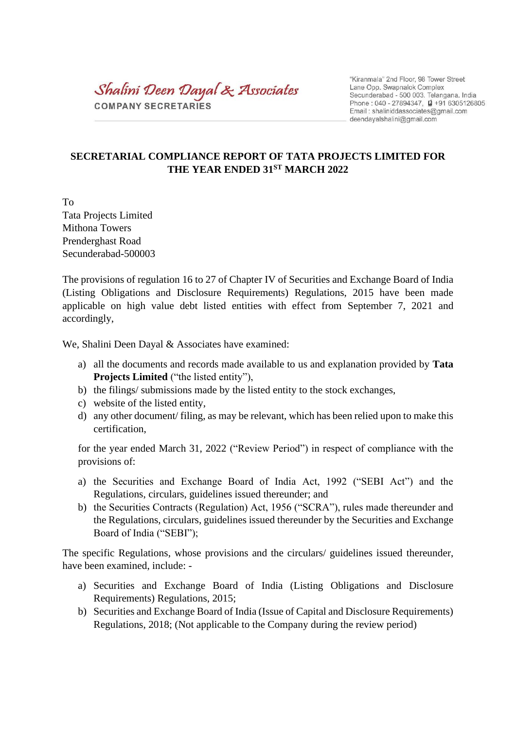Shalini Deen Dayal & Associates
COMPANY SECRETARIES

"Kiranmala" 2nd Floor, 98 Tower Street
Lane Opp. Swapnalok Complex
Secunderabad - 500 003. Telangana. India
Phone : 040 - 27894347, +91 6305126805
Email : shaliniddassociates@gmail.com
deendayalshalini@gmail.com

**SECRETARIAL COMPLIANCE REPORT OF TATA PROJECTS LIMITED FOR THE YEAR ENDED 31ST MARCH 2022**

To
Tata Projects Limited
Mithona Towers
Prenderghast Road
Secunderabad-500003

The provisions of regulation 16 to 27 of Chapter IV of Securities and Exchange Board of India (Listing Obligations and Disclosure Requirements) Regulations, 2015 have been made applicable on high value debt listed entities with effect from September 7, 2021 and accordingly,

We, Shalini Deen Dayal & Associates have examined:

a) all the documents and records made available to us and explanation provided by **Tata Projects Limited** ("the listed entity"),
b) the filings/ submissions made by the listed entity to the stock exchanges,
c) website of the listed entity,
d) any other document/ filing, as may be relevant, which has been relied upon to make this certification,

for the year ended March 31, 2022 ("Review Period") in respect of compliance with the provisions of:

a) the Securities and Exchange Board of India Act, 1992 ("SEBI Act") and the Regulations, circulars, guidelines issued thereunder; and
b) the Securities Contracts (Regulation) Act, 1956 ("SCRA"), rules made thereunder and the Regulations, circulars, guidelines issued thereunder by the Securities and Exchange Board of India ("SEBI");

The specific Regulations, whose provisions and the circulars/ guidelines issued thereunder, have been examined, include: -

a) Securities and Exchange Board of India (Listing Obligations and Disclosure Requirements) Regulations, 2015;
b) Securities and Exchange Board of India (Issue of Capital and Disclosure Requirements) Regulations, 2018; (Not applicable to the Company during the review period)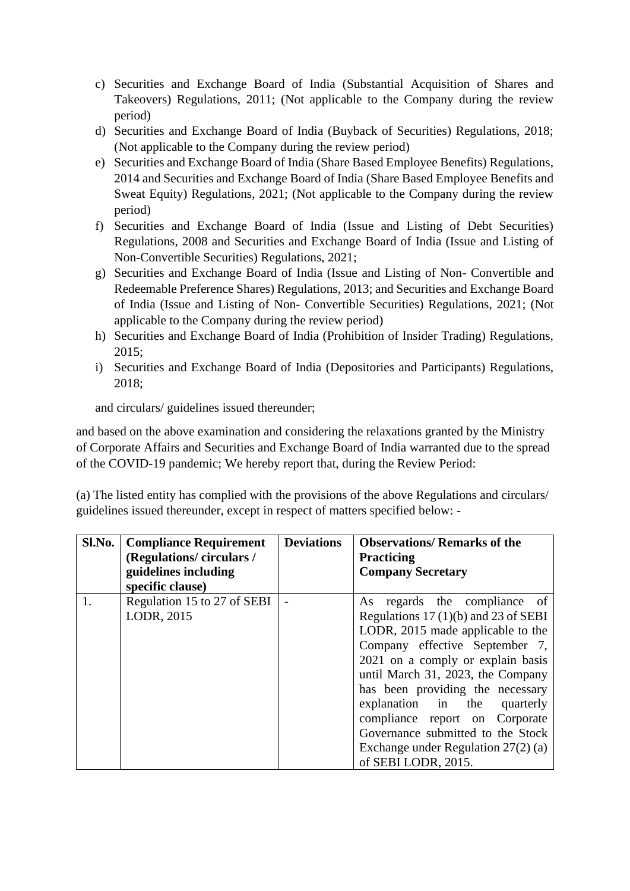c) Securities and Exchange Board of India (Substantial Acquisition of Shares and Takeovers) Regulations, 2011; (Not applicable to the Company during the review period)

d) Securities and Exchange Board of India (Buyback of Securities) Regulations, 2018; (Not applicable to the Company during the review period)

e) Securities and Exchange Board of India (Share Based Employee Benefits) Regulations, 2014 and Securities and Exchange Board of India (Share Based Employee Benefits and Sweat Equity) Regulations, 2021; (Not applicable to the Company during the review period)

f) Securities and Exchange Board of India (Issue and Listing of Debt Securities) Regulations, 2008 and Securities and Exchange Board of India (Issue and Listing of Non-Convertible Securities) Regulations, 2021;

g) Securities and Exchange Board of India (Issue and Listing of Non- Convertible and Redeemable Preference Shares) Regulations, 2013; and Securities and Exchange Board of India (Issue and Listing of Non- Convertible Securities) Regulations, 2021; (Not applicable to the Company during the review period)

h) Securities and Exchange Board of India (Prohibition of Insider Trading) Regulations, 2015;

i) Securities and Exchange Board of India (Depositories and Participants) Regulations, 2018;

and circulars/ guidelines issued thereunder;

and based on the above examination and considering the relaxations granted by the Ministry of Corporate Affairs and Securities and Exchange Board of India warranted due to the spread of the COVID-19 pandemic; We hereby report that, during the Review Period:

(a) The listed entity has complied with the provisions of the above Regulations and circulars/ guidelines issued thereunder, except in respect of matters specified below: -

| Sl.No. | Compliance Requirement (Regulations/ circulars / guidelines including specific clause) | Deviations | Observations/ Remarks of the Practicing Company Secretary |
|---|---|---|---|
| 1. | Regulation 15 to 27 of SEBI LODR, 2015 | - | As regards the compliance of Regulations 17 (1)(b) and 23 of SEBI LODR, 2015 made applicable to the Company effective September 7, 2021 on a comply or explain basis until March 31, 2023, the Company has been providing the necessary explanation in the quarterly compliance report on Corporate Governance submitted to the Stock Exchange under Regulation 27(2) (a) of SEBI LODR, 2015. |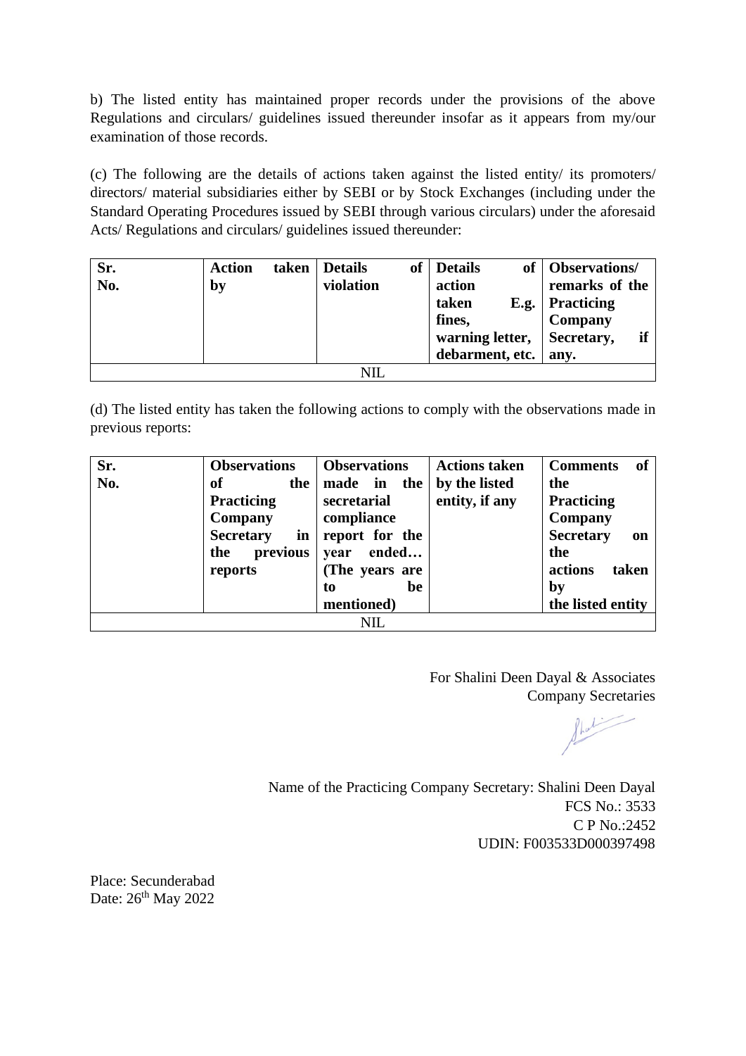b) The listed entity has maintained proper records under the provisions of the above Regulations and circulars/ guidelines issued thereunder insofar as it appears from my/our examination of those records.

(c) The following are the details of actions taken against the listed entity/ its promoters/ directors/ material subsidiaries either by SEBI or by Stock Exchanges (including under the Standard Operating Procedures issued by SEBI through various circulars) under the aforesaid Acts/ Regulations and circulars/ guidelines issued thereunder:

| **Sr. No.** | **Action taken by** | **Details of violation** | **Details of action taken E.g. fines, warning letter, debarment, etc.** | **Observations/ remarks of the Practicing Company Secretary, if any.** |
|---|---|---|---|---|
| NIL | | | | |

(d) The listed entity has taken the following actions to comply with the observations made in previous reports:

| **Sr. No.** | **Observations of the Practicing Company Secretary in the previous reports** | **Observations made in the secretarial compliance report for the year ended… (The years are to be mentioned)** | **Actions taken by the listed entity, if any** | **Comments of the Practicing Company Secretary on the actions taken by the listed entity** |
|---|---|---|---|---|
| NIL | | | | |

For Shalini Deen Dayal & Associates
Company Secretaries

Name of the Practicing Company Secretary: Shalini Deen Dayal
FCS No.: 3533
C P No.:2452
UDIN: F003533D000397498

Place: Secunderabad
Date: 26th May 2022